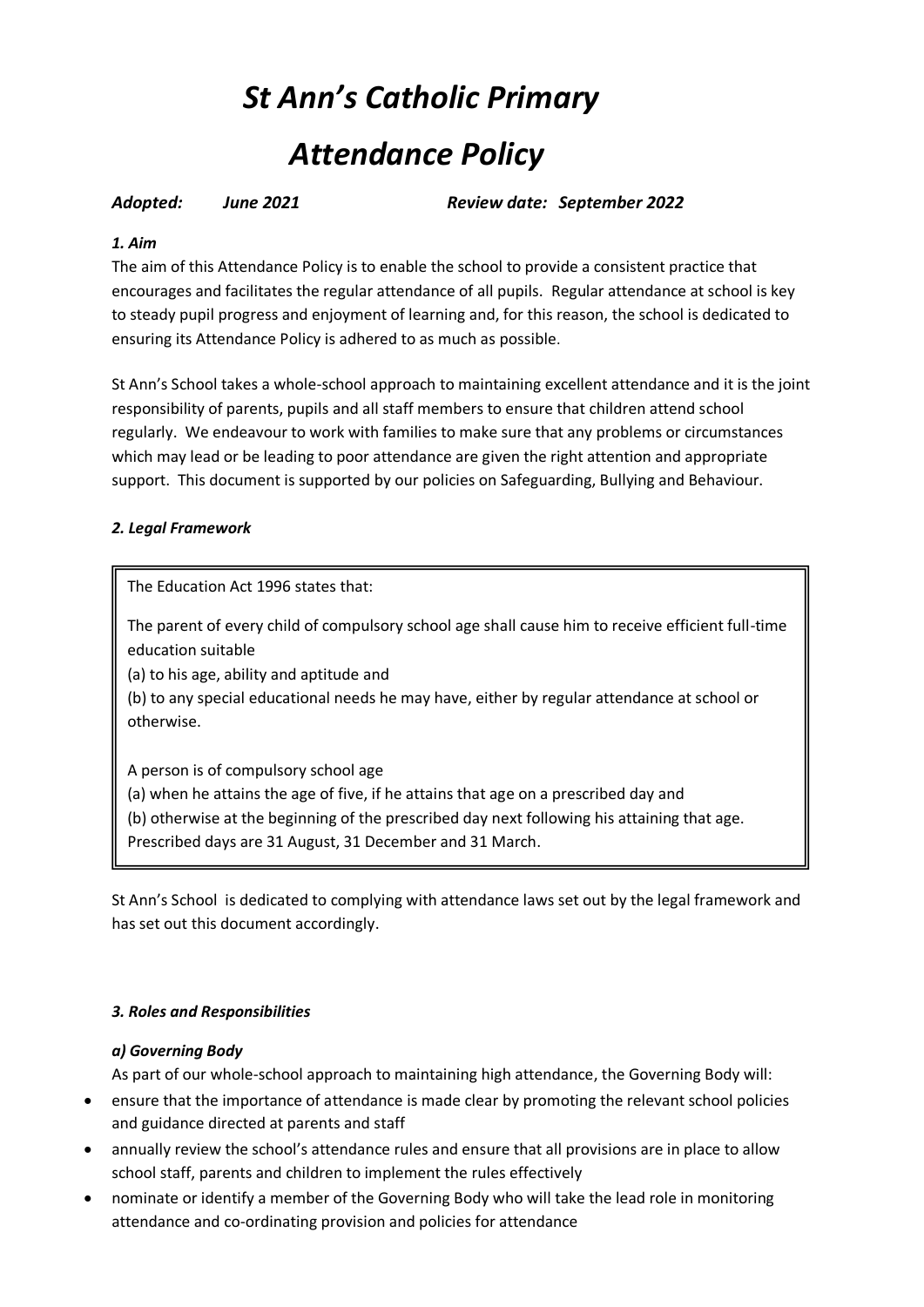# *St Ann's Catholic Primary*

# *Attendance Policy*

***Adopted: June 2021*** ***Review date: September 2022***

### *1. Aim*

The aim of this Attendance Policy is to enable the school to provide a consistent practice that encourages and facilitates the regular attendance of all pupils. Regular attendance at school is key to steady pupil progress and enjoyment of learning and, for this reason, the school is dedicated to ensuring its Attendance Policy is adhered to as much as possible.

St Ann's School takes a whole-school approach to maintaining excellent attendance and it is the joint responsibility of parents, pupils and all staff members to ensure that children attend school regularly. We endeavour to work with families to make sure that any problems or circumstances which may lead or be leading to poor attendance are given the right attention and appropriate support. This document is supported by our policies on Safeguarding, Bullying and Behaviour.

### *2. Legal Framework*

> The Education Act 1996 states that:
>
> The parent of every child of compulsory school age shall cause him to receive efficient full-time education suitable
> (a) to his age, ability and aptitude and
> (b) to any special educational needs he may have, either by regular attendance at school or otherwise.
>
> A person is of compulsory school age
> (a) when he attains the age of five, if he attains that age on a prescribed day and
> (b) otherwise at the beginning of the prescribed day next following his attaining that age.
> Prescribed days are 31 August, 31 December and 31 March.

St Ann's School is dedicated to complying with attendance laws set out by the legal framework and has set out this document accordingly.

### *3. Roles and Responsibilities*

#### *a) Governing Body*

As part of our whole-school approach to maintaining high attendance, the Governing Body will:

- ensure that the importance of attendance is made clear by promoting the relevant school policies and guidance directed at parents and staff
- annually review the school's attendance rules and ensure that all provisions are in place to allow school staff, parents and children to implement the rules effectively
- nominate or identify a member of the Governing Body who will take the lead role in monitoring attendance and co-ordinating provision and policies for attendance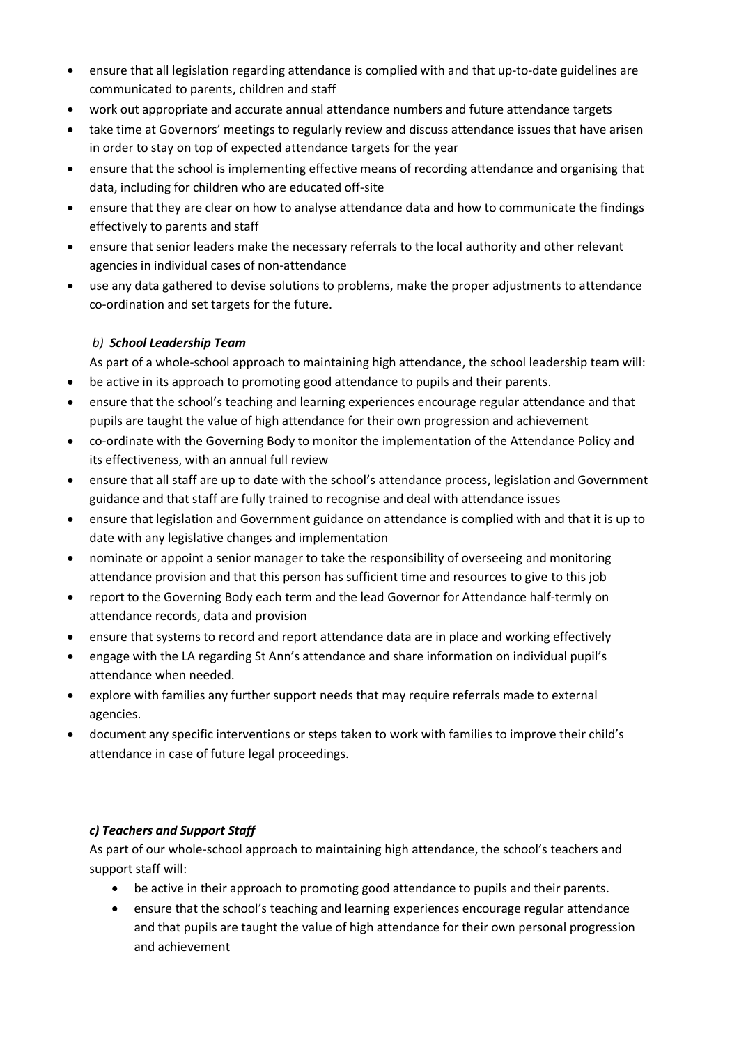- ensure that all legislation regarding attendance is complied with and that up-to-date guidelines are communicated to parents, children and staff
- work out appropriate and accurate annual attendance numbers and future attendance targets
- take time at Governors' meetings to regularly review and discuss attendance issues that have arisen in order to stay on top of expected attendance targets for the year
- ensure that the school is implementing effective means of recording attendance and organising that data, including for children who are educated off-site
- ensure that they are clear on how to analyse attendance data and how to communicate the findings effectively to parents and staff
- ensure that senior leaders make the necessary referrals to the local authority and other relevant agencies in individual cases of non-attendance
- use any data gathered to devise solutions to problems, make the proper adjustments to attendance co-ordination and set targets for the future.

### *b) **School Leadership Team***

As part of a whole-school approach to maintaining high attendance, the school leadership team will:

- be active in its approach to promoting good attendance to pupils and their parents.
- ensure that the school's teaching and learning experiences encourage regular attendance and that pupils are taught the value of high attendance for their own progression and achievement
- co-ordinate with the Governing Body to monitor the implementation of the Attendance Policy and its effectiveness, with an annual full review
- ensure that all staff are up to date with the school's attendance process, legislation and Government guidance and that staff are fully trained to recognise and deal with attendance issues
- ensure that legislation and Government guidance on attendance is complied with and that it is up to date with any legislative changes and implementation
- nominate or appoint a senior manager to take the responsibility of overseeing and monitoring attendance provision and that this person has sufficient time and resources to give to this job
- report to the Governing Body each term and the lead Governor for Attendance half-termly on attendance records, data and provision
- ensure that systems to record and report attendance data are in place and working effectively
- engage with the LA regarding St Ann's attendance and share information on individual pupil's attendance when needed.
- explore with families any further support needs that may require referrals made to external agencies.
- document any specific interventions or steps taken to work with families to improve their child's attendance in case of future legal proceedings.

### ***c) Teachers and Support Staff***

As part of our whole-school approach to maintaining high attendance, the school's teachers and support staff will:

- be active in their approach to promoting good attendance to pupils and their parents.
- ensure that the school's teaching and learning experiences encourage regular attendance and that pupils are taught the value of high attendance for their own personal progression and achievement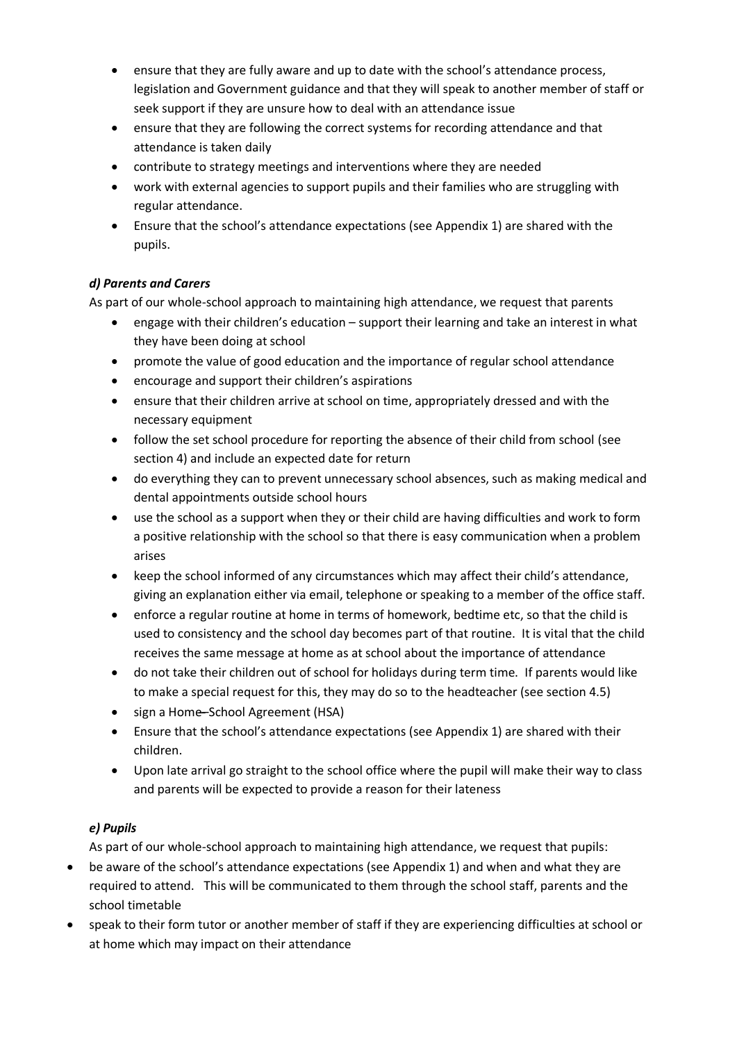- ensure that they are fully aware and up to date with the school's attendance process, legislation and Government guidance and that they will speak to another member of staff or seek support if they are unsure how to deal with an attendance issue
- ensure that they are following the correct systems for recording attendance and that attendance is taken daily
- contribute to strategy meetings and interventions where they are needed
- work with external agencies to support pupils and their families who are struggling with regular attendance.
- Ensure that the school's attendance expectations (see Appendix 1) are shared with the pupils.

#### *d) Parents and Carers*

As part of our whole-school approach to maintaining high attendance, we request that parents

- engage with their children's education – support their learning and take an interest in what they have been doing at school
- promote the value of good education and the importance of regular school attendance
- encourage and support their children's aspirations
- ensure that their children arrive at school on time, appropriately dressed and with the necessary equipment
- follow the set school procedure for reporting the absence of their child from school (see section 4) and include an expected date for return
- do everything they can to prevent unnecessary school absences, such as making medical and dental appointments outside school hours
- use the school as a support when they or their child are having difficulties and work to form a positive relationship with the school so that there is easy communication when a problem arises
- keep the school informed of any circumstances which may affect their child's attendance, giving an explanation either via email, telephone or speaking to a member of the office staff.
- enforce a regular routine at home in terms of homework, bedtime etc, so that the child is used to consistency and the school day becomes part of that routine. It is vital that the child receives the same message at home as at school about the importance of attendance
- do not take their children out of school for holidays during term time. If parents would like to make a special request for this, they may do so to the headteacher (see section 4.5)
- sign a Home–School Agreement (HSA)
- Ensure that the school's attendance expectations (see Appendix 1) are shared with their children.
- Upon late arrival go straight to the school office where the pupil will make their way to class and parents will be expected to provide a reason for their lateness

#### *e) Pupils*

As part of our whole-school approach to maintaining high attendance, we request that pupils:

- be aware of the school's attendance expectations (see Appendix 1) and when and what they are required to attend. This will be communicated to them through the school staff, parents and the school timetable
- speak to their form tutor or another member of staff if they are experiencing difficulties at school or at home which may impact on their attendance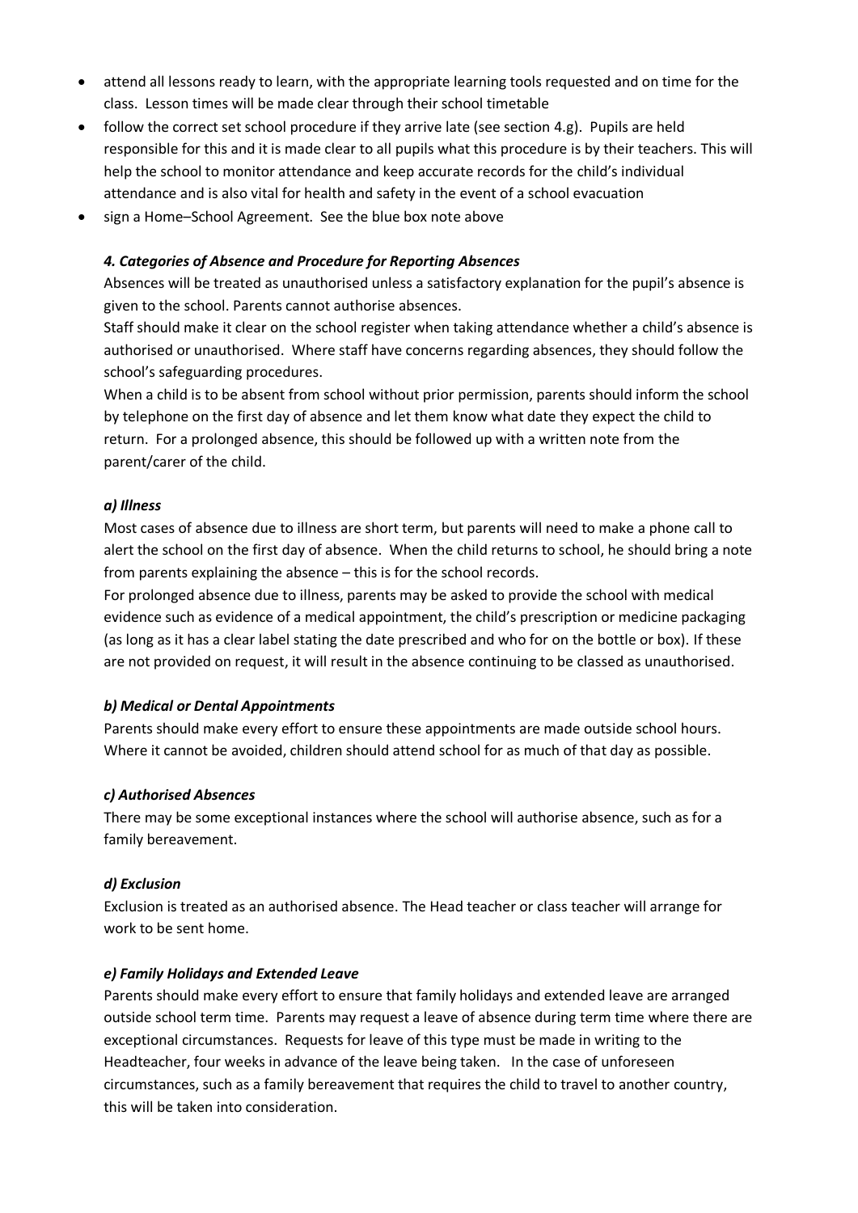- attend all lessons ready to learn, with the appropriate learning tools requested and on time for the class. Lesson times will be made clear through their school timetable
- follow the correct set school procedure if they arrive late (see section 4.g). Pupils are held responsible for this and it is made clear to all pupils what this procedure is by their teachers. This will help the school to monitor attendance and keep accurate records for the child's individual attendance and is also vital for health and safety in the event of a school evacuation
- sign a Home–School Agreement. See the blue box note above

### *4. Categories of Absence and Procedure for Reporting Absences*

Absences will be treated as unauthorised unless a satisfactory explanation for the pupil's absence is given to the school. Parents cannot authorise absences.

Staff should make it clear on the school register when taking attendance whether a child's absence is authorised or unauthorised. Where staff have concerns regarding absences, they should follow the school's safeguarding procedures.

When a child is to be absent from school without prior permission, parents should inform the school by telephone on the first day of absence and let them know what date they expect the child to return. For a prolonged absence, this should be followed up with a written note from the parent/carer of the child.

#### *a) Illness*

Most cases of absence due to illness are short term, but parents will need to make a phone call to alert the school on the first day of absence. When the child returns to school, he should bring a note from parents explaining the absence – this is for the school records.

For prolonged absence due to illness, parents may be asked to provide the school with medical evidence such as evidence of a medical appointment, the child's prescription or medicine packaging (as long as it has a clear label stating the date prescribed and who for on the bottle or box). If these are not provided on request, it will result in the absence continuing to be classed as unauthorised.

#### *b) Medical or Dental Appointments*

Parents should make every effort to ensure these appointments are made outside school hours. Where it cannot be avoided, children should attend school for as much of that day as possible.

#### *c) Authorised Absences*

There may be some exceptional instances where the school will authorise absence, such as for a family bereavement.

#### *d) Exclusion*

Exclusion is treated as an authorised absence. The Head teacher or class teacher will arrange for work to be sent home.

#### *e) Family Holidays and Extended Leave*

Parents should make every effort to ensure that family holidays and extended leave are arranged outside school term time. Parents may request a leave of absence during term time where there are exceptional circumstances. Requests for leave of this type must be made in writing to the Headteacher, four weeks in advance of the leave being taken. In the case of unforeseen circumstances, such as a family bereavement that requires the child to travel to another country, this will be taken into consideration.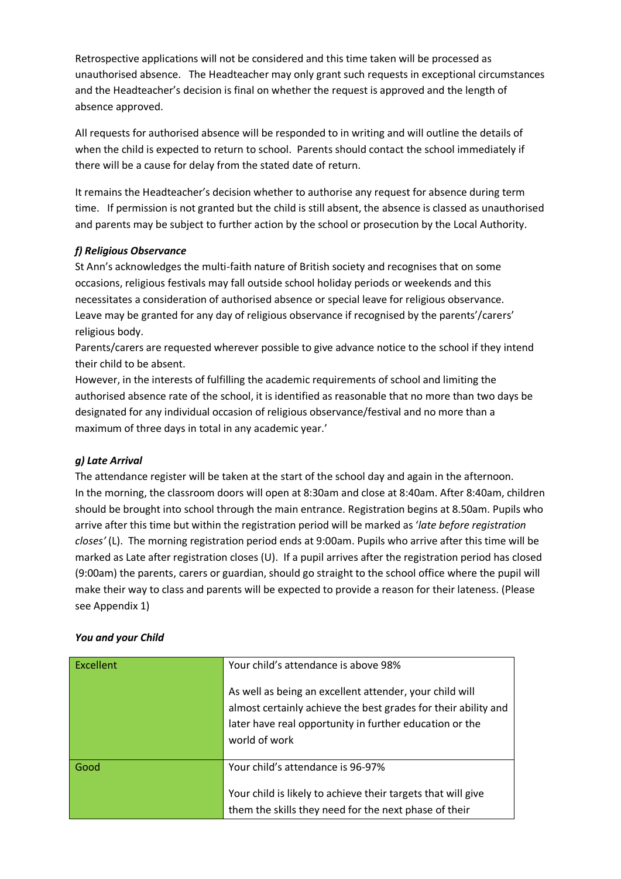Retrospective applications will not be considered and this time taken will be processed as unauthorised absence. The Headteacher may only grant such requests in exceptional circumstances and the Headteacher's decision is final on whether the request is approved and the length of absence approved.

All requests for authorised absence will be responded to in writing and will outline the details of when the child is expected to return to school. Parents should contact the school immediately if there will be a cause for delay from the stated date of return.

It remains the Headteacher's decision whether to authorise any request for absence during term time. If permission is not granted but the child is still absent, the absence is classed as unauthorised and parents may be subject to further action by the school or prosecution by the Local Authority.

### *f) Religious Observance*

St Ann's acknowledges the multi-faith nature of British society and recognises that on some occasions, religious festivals may fall outside school holiday periods or weekends and this necessitates a consideration of authorised absence or special leave for religious observance. Leave may be granted for any day of religious observance if recognised by the parents'/carers' religious body.

Parents/carers are requested wherever possible to give advance notice to the school if they intend their child to be absent.

However, in the interests of fulfilling the academic requirements of school and limiting the authorised absence rate of the school, it is identified as reasonable that no more than two days be designated for any individual occasion of religious observance/festival and no more than a maximum of three days in total in any academic year.'

### *g) Late Arrival*

The attendance register will be taken at the start of the school day and again in the afternoon. In the morning, the classroom doors will open at 8:30am and close at 8:40am. After 8:40am, children should be brought into school through the main entrance. Registration begins at 8.50am. Pupils who arrive after this time but within the registration period will be marked as '*late before registration closes'* (L). The morning registration period ends at 9:00am. Pupils who arrive after this time will be marked as Late after registration closes (U). If a pupil arrives after the registration period has closed (9:00am) the parents, carers or guardian, should go straight to the school office where the pupil will make their way to class and parents will be expected to provide a reason for their lateness. (Please see Appendix 1)

### *You and your Child*

| | |
|---|---|
| Excellent | Your child's attendance is above 98%<br><br>As well as being an excellent attender, your child will almost certainly achieve the best grades for their ability and later have real opportunity in further education or the world of work |
| Good | Your child's attendance is 96-97%<br><br>Your child is likely to achieve their targets that will give them the skills they need for the next phase of their |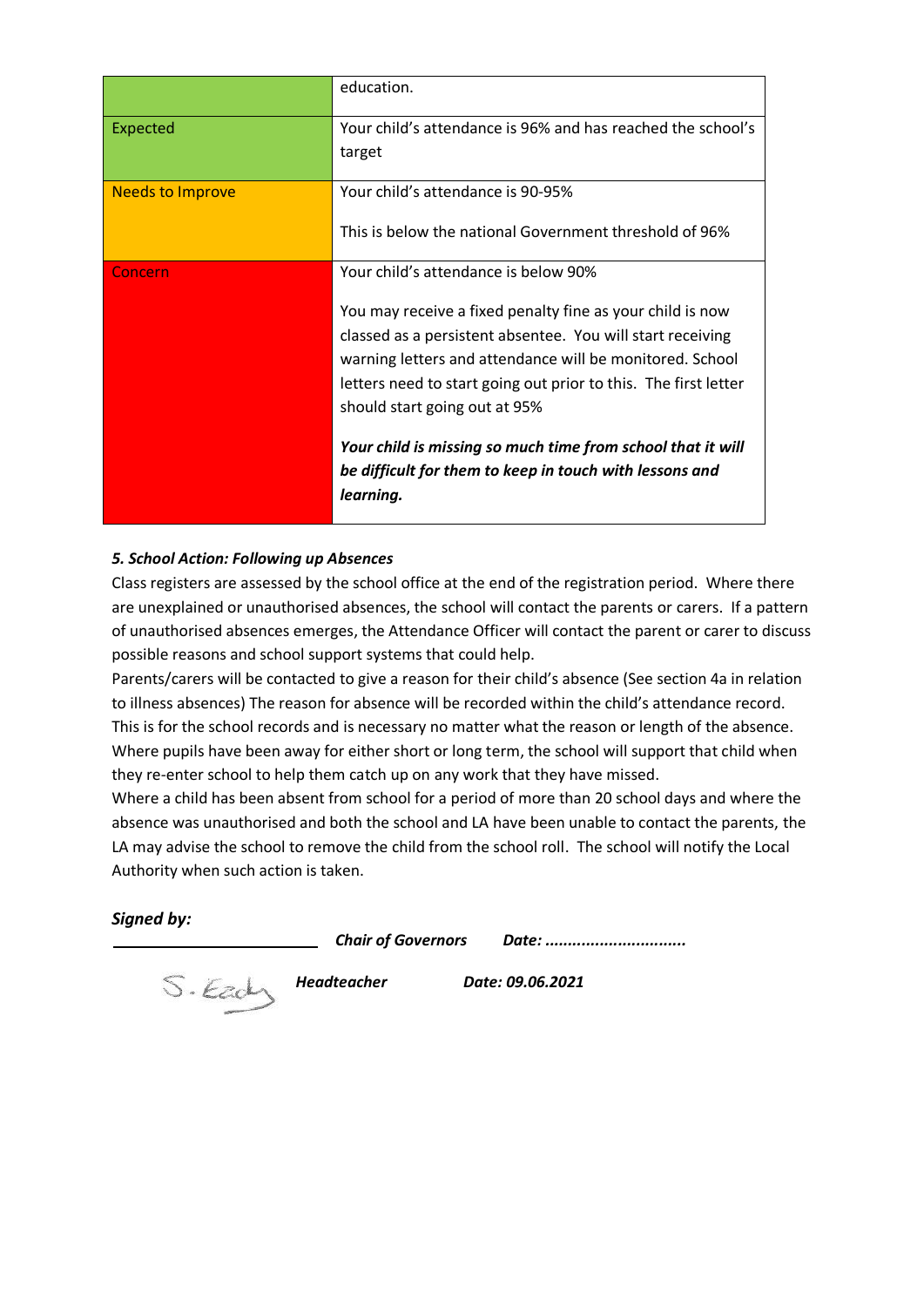| | |
|---|---|
| | education. |
| Expected | Your child's attendance is 96% and has reached the school's target |
| Needs to Improve | Your child's attendance is 90-95%<br><br>This is below the national Government threshold of 96% |
| Concern | Your child's attendance is below 90%<br><br>You may receive a fixed penalty fine as your child is now classed as a persistent absentee. You will start receiving warning letters and attendance will be monitored. School letters need to start going out prior to this. The first letter should start going out at 95%<br><br>***Your child is missing so much time from school that it will be difficult for them to keep in touch with lessons and learning.*** |

***5. School Action: Following up Absences***

Class registers are assessed by the school office at the end of the registration period. Where there are unexplained or unauthorised absences, the school will contact the parents or carers. If a pattern of unauthorised absences emerges, the Attendance Officer will contact the parent or carer to discuss possible reasons and school support systems that could help.

Parents/carers will be contacted to give a reason for their child's absence (See section 4a in relation to illness absences) The reason for absence will be recorded within the child's attendance record. This is for the school records and is necessary no matter what the reason or length of the absence. Where pupils have been away for either short or long term, the school will support that child when they re-enter school to help them catch up on any work that they have missed.

Where a child has been absent from school for a period of more than 20 school days and where the absence was unauthorised and both the school and LA have been unable to contact the parents, the LA may advise the school to remove the child from the school roll. The school will notify the Local Authority when such action is taken.

***Signed by:***

______________________ ***Chair of Governors*** ***Date: ...............................***

S. Eady ***Headteacher*** ***Date: 09.06.2021***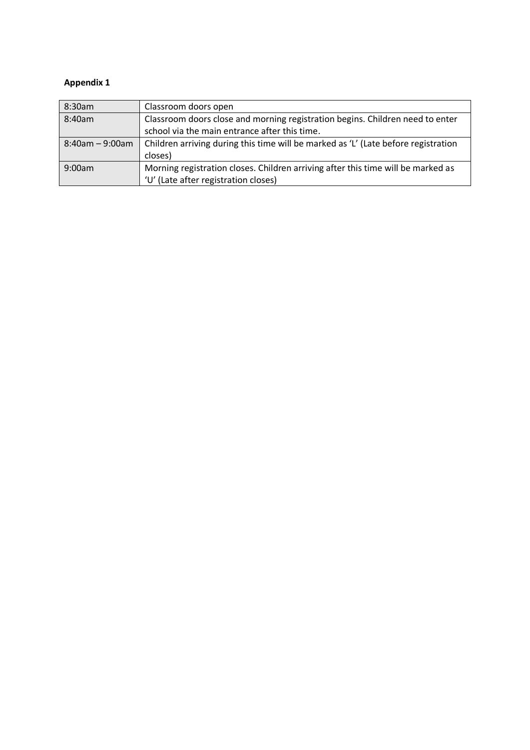**Appendix 1**

| | |
|---|---|
| 8:30am | Classroom doors open |
| 8:40am | Classroom doors close and morning registration begins. Children need to enter school via the main entrance after this time. |
| 8:40am – 9:00am | Children arriving during this time will be marked as 'L' (Late before registration closes) |
| 9:00am | Morning registration closes. Children arriving after this time will be marked as 'U' (Late after registration closes) |